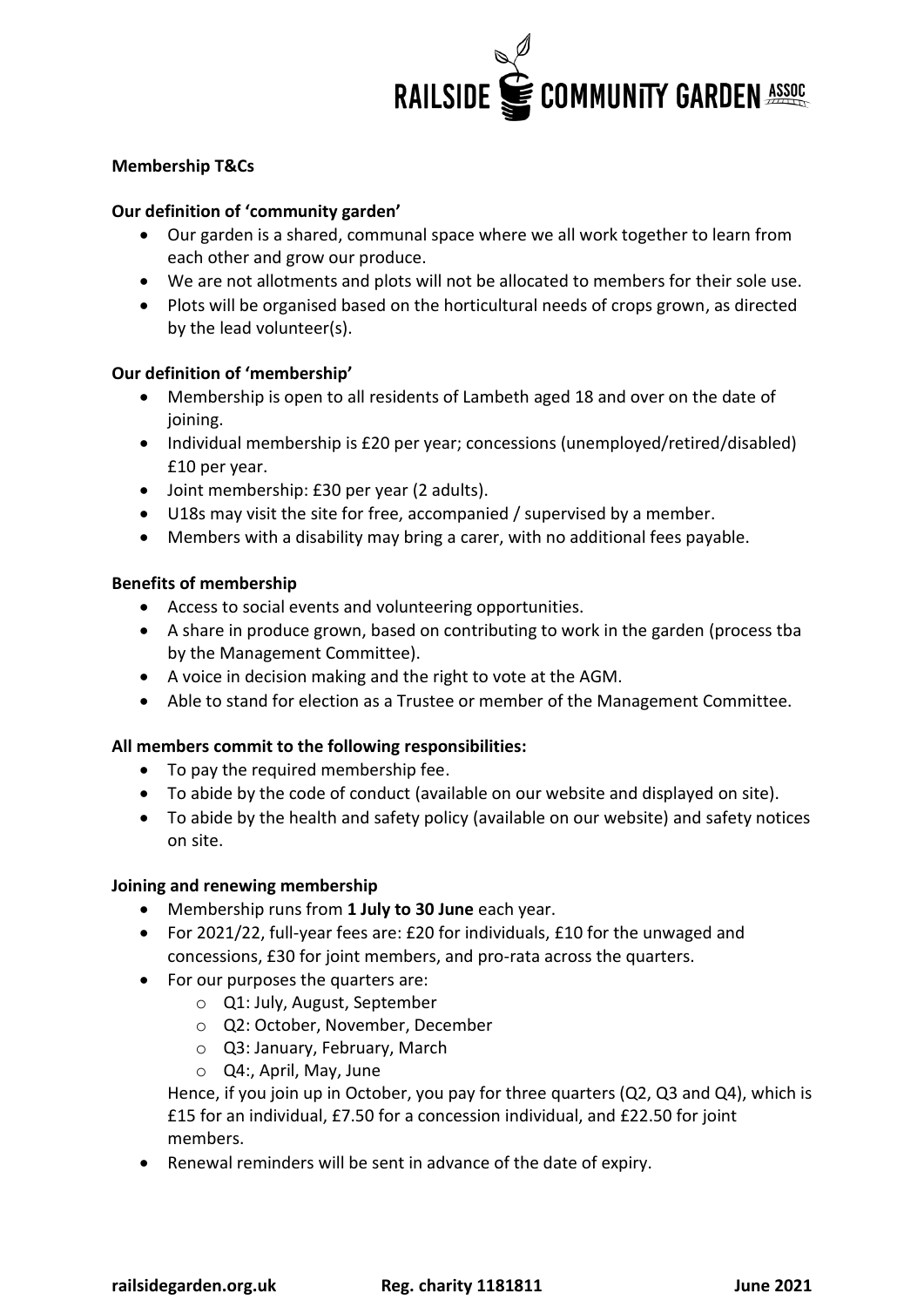RAILSIDE COMMUNITY GARDEN ASSOC

**Membership T&Cs**

**Our definition of 'community garden'**

- Our garden is a shared, communal space where we all work together to learn from each other and grow our produce.
- We are not allotments and plots will not be allocated to members for their sole use.
- Plots will be organised based on the horticultural needs of crops grown, as directed by the lead volunteer(s).

**Our definition of 'membership'**

- Membership is open to all residents of Lambeth aged 18 and over on the date of joining.
- Individual membership is £20 per year; concessions (unemployed/retired/disabled) £10 per year.
- Joint membership: £30 per year (2 adults).
- U18s may visit the site for free, accompanied / supervised by a member.
- Members with a disability may bring a carer, with no additional fees payable.

**Benefits of membership**

- Access to social events and volunteering opportunities.
- A share in produce grown, based on contributing to work in the garden (process tba by the Management Committee).
- A voice in decision making and the right to vote at the AGM.
- Able to stand for election as a Trustee or member of the Management Committee.

**All members commit to the following responsibilities:**

- To pay the required membership fee.
- To abide by the code of conduct (available on our website and displayed on site).
- To abide by the health and safety policy (available on our website) and safety notices on site.

**Joining and renewing membership**

- Membership runs from **1 July to 30 June** each year.
- For 2021/22, full-year fees are: £20 for individuals, £10 for the unwaged and concessions, £30 for joint members, and pro-rata across the quarters.
- For our purposes the quarters are:
  - Q1: July, August, September
  - Q2: October, November, December
  - Q3: January, February, March
  - Q4:, April, May, June

  Hence, if you join up in October, you pay for three quarters (Q2, Q3 and Q4), which is £15 for an individual, £7.50 for a concession individual, and £22.50 for joint members.
- Renewal reminders will be sent in advance of the date of expiry.

railsidegarden.org.uk    Reg. charity 1181811    June 2021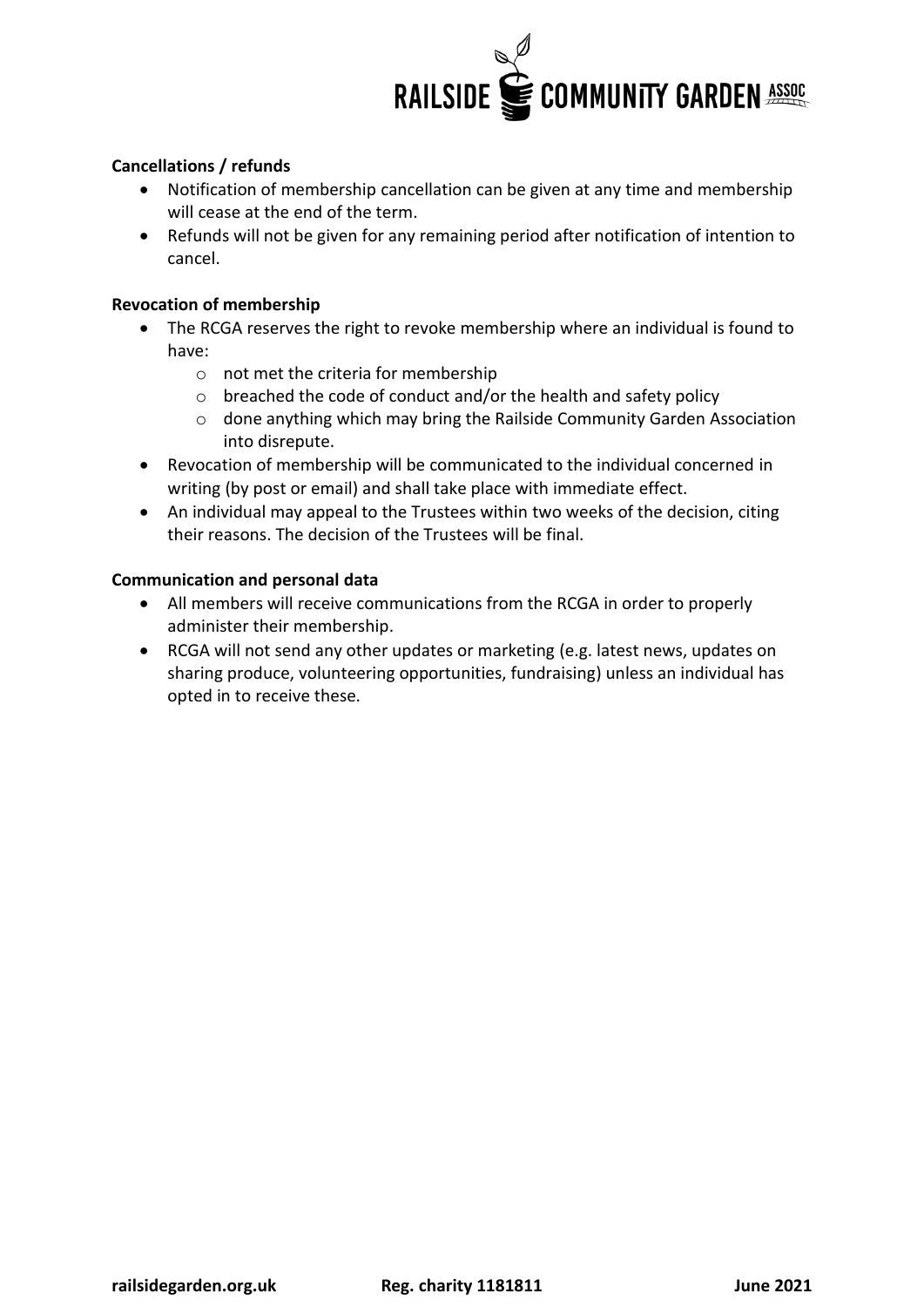**Cancellations / refunds**

- Notification of membership cancellation can be given at any time and membership will cease at the end of the term.
- Refunds will not be given for any remaining period after notification of intention to cancel.

**Revocation of membership**

- The RCGA reserves the right to revoke membership where an individual is found to have:
  - not met the criteria for membership
  - breached the code of conduct and/or the health and safety policy
  - done anything which may bring the Railside Community Garden Association into disrepute.
- Revocation of membership will be communicated to the individual concerned in writing (by post or email) and shall take place with immediate effect.
- An individual may appeal to the Trustees within two weeks of the decision, citing their reasons. The decision of the Trustees will be final.

**Communication and personal data**

- All members will receive communications from the RCGA in order to properly administer their membership.
- RCGA will not send any other updates or marketing (e.g. latest news, updates on sharing produce, volunteering opportunities, fundraising) unless an individual has opted in to receive these.